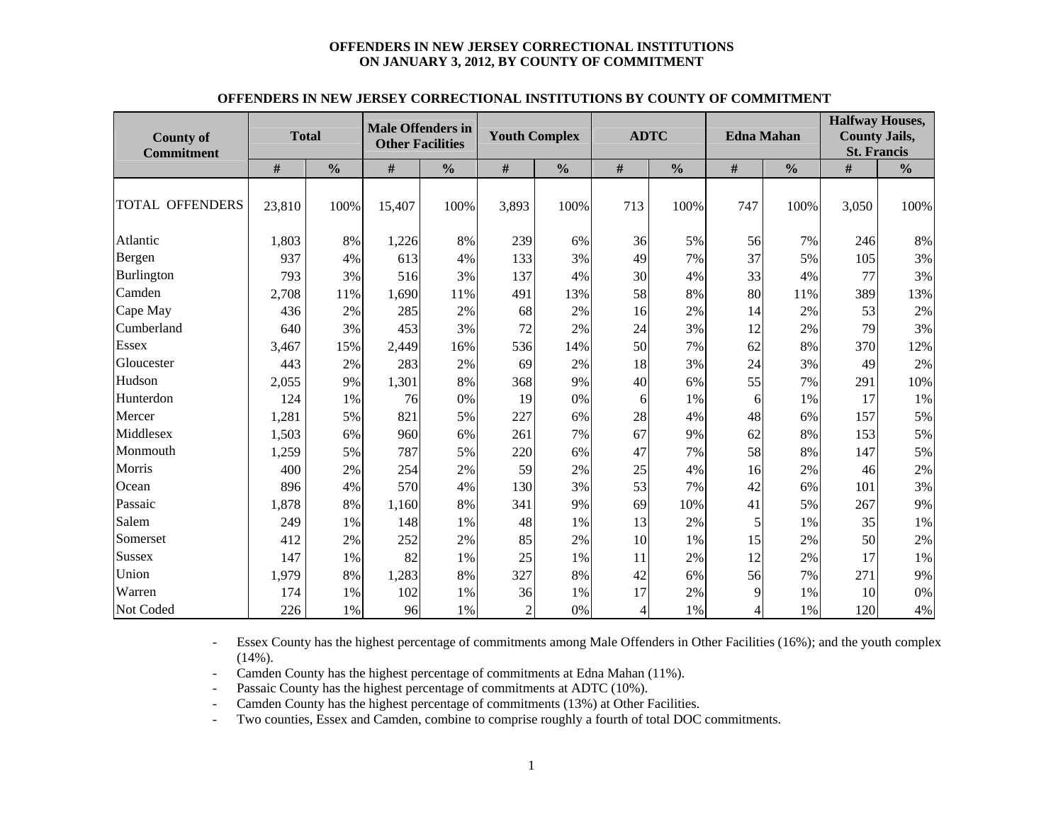# OFFENDERS IN NEW JERSEY CORRECTIONAL INSTITUTIONS ON JANUARY 3, 2012, BY COUNTY OF COMMITMENT

## OFFENDERS IN NEW JERSEY CORRECTIONAL INSTITUTIONS BY COUNTY OF COMMITMENT

| County of Commitment | Total | | Male Offenders in Other Facilities | | Youth Complex | | ADTC | | Edna Mahan | | Halfway Houses, County Jails, St. Francis | |
|---|---|---|---|---|---|---|---|---|---|---|---|---|
| | # | % | # | % | # | % | # | % | # | % | # | % |
| TOTAL OFFENDERS | 23,810 | 100% | 15,407 | 100% | 3,893 | 100% | 713 | 100% | 747 | 100% | 3,050 | 100% |
| Atlantic | 1,803 | 8% | 1,226 | 8% | 239 | 6% | 36 | 5% | 56 | 7% | 246 | 8% |
| Bergen | 937 | 4% | 613 | 4% | 133 | 3% | 49 | 7% | 37 | 5% | 105 | 3% |
| Burlington | 793 | 3% | 516 | 3% | 137 | 4% | 30 | 4% | 33 | 4% | 77 | 3% |
| Camden | 2,708 | 11% | 1,690 | 11% | 491 | 13% | 58 | 8% | 80 | 11% | 389 | 13% |
| Cape May | 436 | 2% | 285 | 2% | 68 | 2% | 16 | 2% | 14 | 2% | 53 | 2% |
| Cumberland | 640 | 3% | 453 | 3% | 72 | 2% | 24 | 3% | 12 | 2% | 79 | 3% |
| Essex | 3,467 | 15% | 2,449 | 16% | 536 | 14% | 50 | 7% | 62 | 8% | 370 | 12% |
| Gloucester | 443 | 2% | 283 | 2% | 69 | 2% | 18 | 3% | 24 | 3% | 49 | 2% |
| Hudson | 2,055 | 9% | 1,301 | 8% | 368 | 9% | 40 | 6% | 55 | 7% | 291 | 10% |
| Hunterdon | 124 | 1% | 76 | 0% | 19 | 0% | 6 | 1% | 6 | 1% | 17 | 1% |
| Mercer | 1,281 | 5% | 821 | 5% | 227 | 6% | 28 | 4% | 48 | 6% | 157 | 5% |
| Middlesex | 1,503 | 6% | 960 | 6% | 261 | 7% | 67 | 9% | 62 | 8% | 153 | 5% |
| Monmouth | 1,259 | 5% | 787 | 5% | 220 | 6% | 47 | 7% | 58 | 8% | 147 | 5% |
| Morris | 400 | 2% | 254 | 2% | 59 | 2% | 25 | 4% | 16 | 2% | 46 | 2% |
| Ocean | 896 | 4% | 570 | 4% | 130 | 3% | 53 | 7% | 42 | 6% | 101 | 3% |
| Passaic | 1,878 | 8% | 1,160 | 8% | 341 | 9% | 69 | 10% | 41 | 5% | 267 | 9% |
| Salem | 249 | 1% | 148 | 1% | 48 | 1% | 13 | 2% | 5 | 1% | 35 | 1% |
| Somerset | 412 | 2% | 252 | 2% | 85 | 2% | 10 | 1% | 15 | 2% | 50 | 2% |
| Sussex | 147 | 1% | 82 | 1% | 25 | 1% | 11 | 2% | 12 | 2% | 17 | 1% |
| Union | 1,979 | 8% | 1,283 | 8% | 327 | 8% | 42 | 6% | 56 | 7% | 271 | 9% |
| Warren | 174 | 1% | 102 | 1% | 36 | 1% | 17 | 2% | 9 | 1% | 10 | 0% |
| Not Coded | 226 | 1% | 96 | 1% | 2 | 0% | 4 | 1% | 4 | 1% | 120 | 4% |

- Essex County has the highest percentage of commitments among Male Offenders in Other Facilities (16%); and the youth complex (14%).
- Camden County has the highest percentage of commitments at Edna Mahan (11%).
- Passaic County has the highest percentage of commitments at ADTC (10%).
- Camden County has the highest percentage of commitments (13%) at Other Facilities.
- Two counties, Essex and Camden, combine to comprise roughly a fourth of total DOC commitments.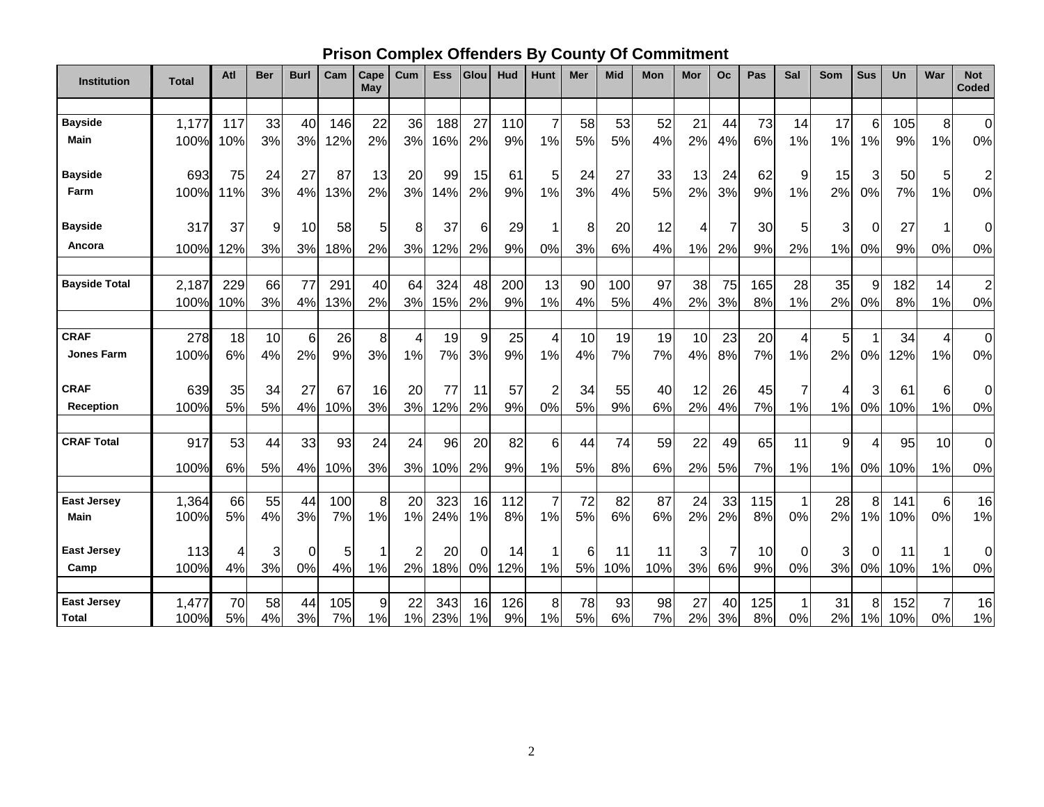# Prison Complex Offenders By County Of Commitment

| Institution | Total | Atl | Ber | Burl | Cam | Cape May | Cum | Ess | Glou | Hud | Hunt | Mer | Mid | Mon | Mor | Oc | Pas | Sal | Som | Sus | Un | War | Not Coded |
|---|---|---|---|---|---|---|---|---|---|---|---|---|---|---|---|---|---|---|---|---|---|---|---|
| **Bayside Main** | 1,177 | 117 | 33 | 40 | 146 | 22 | 36 | 188 | 27 | 110 | 7 | 58 | 53 | 52 | 21 | 44 | 73 | 14 | 17 | 6 | 105 | 8 | 0 |
| | 100% | 10% | 3% | 3% | 12% | 2% | 3% | 16% | 2% | 9% | 1% | 5% | 5% | 4% | 2% | 4% | 6% | 1% | 1% | 1% | 9% | 1% | 0% |
| **Bayside Farm** | 693 | 75 | 24 | 27 | 87 | 13 | 20 | 99 | 15 | 61 | 5 | 24 | 27 | 33 | 13 | 24 | 62 | 9 | 15 | 3 | 50 | 5 | 2 |
| | 100% | 11% | 3% | 4% | 13% | 2% | 3% | 14% | 2% | 9% | 1% | 3% | 4% | 5% | 2% | 3% | 9% | 1% | 2% | 0% | 7% | 1% | 0% |
| **Bayside Ancora** | 317 | 37 | 9 | 10 | 58 | 5 | 8 | 37 | 6 | 29 | 1 | 8 | 20 | 12 | 4 | 7 | 30 | 5 | 3 | 0 | 27 | 1 | 0 |
| | 100% | 12% | 3% | 3% | 18% | 2% | 3% | 12% | 2% | 9% | 0% | 3% | 6% | 4% | 1% | 2% | 9% | 2% | 1% | 0% | 9% | 0% | 0% |
| **Bayside Total** | 2,187 | 229 | 66 | 77 | 291 | 40 | 64 | 324 | 48 | 200 | 13 | 90 | 100 | 97 | 38 | 75 | 165 | 28 | 35 | 9 | 182 | 14 | 2 |
| | 100% | 10% | 3% | 4% | 13% | 2% | 3% | 15% | 2% | 9% | 1% | 4% | 5% | 4% | 2% | 3% | 8% | 1% | 2% | 0% | 8% | 1% | 0% |
| **CRAF Jones Farm** | 278 | 18 | 10 | 6 | 26 | 8 | 4 | 19 | 9 | 25 | 4 | 10 | 19 | 19 | 10 | 23 | 20 | 4 | 5 | 1 | 34 | 4 | 0 |
| | 100% | 6% | 4% | 2% | 9% | 3% | 1% | 7% | 3% | 9% | 1% | 4% | 7% | 7% | 4% | 8% | 7% | 1% | 2% | 0% | 12% | 1% | 0% |
| **CRAF Reception** | 639 | 35 | 34 | 27 | 67 | 16 | 20 | 77 | 11 | 57 | 2 | 34 | 55 | 40 | 12 | 26 | 45 | 7 | 4 | 3 | 61 | 6 | 0 |
| | 100% | 5% | 5% | 4% | 10% | 3% | 3% | 12% | 2% | 9% | 0% | 5% | 9% | 6% | 2% | 4% | 7% | 1% | 1% | 0% | 10% | 1% | 0% |
| **CRAF Total** | 917 | 53 | 44 | 33 | 93 | 24 | 24 | 96 | 20 | 82 | 6 | 44 | 74 | 59 | 22 | 49 | 65 | 11 | 9 | 4 | 95 | 10 | 0 |
| | 100% | 6% | 5% | 4% | 10% | 3% | 3% | 10% | 2% | 9% | 1% | 5% | 8% | 6% | 2% | 5% | 7% | 1% | 1% | 0% | 10% | 1% | 0% |
| **East Jersey Main** | 1,364 | 66 | 55 | 44 | 100 | 8 | 20 | 323 | 16 | 112 | 7 | 72 | 82 | 87 | 24 | 33 | 115 | 1 | 28 | 8 | 141 | 6 | 16 |
| | 100% | 5% | 4% | 3% | 7% | 1% | 1% | 24% | 1% | 8% | 1% | 5% | 6% | 6% | 2% | 2% | 8% | 0% | 2% | 1% | 10% | 0% | 1% |
| **East Jersey Camp** | 113 | 4 | 3 | 0 | 5 | 1 | 2 | 20 | 0 | 14 | 1 | 6 | 11 | 11 | 3 | 7 | 10 | 0 | 3 | 0 | 11 | 1 | 0 |
| | 100% | 4% | 3% | 0% | 4% | 1% | 2% | 18% | 0% | 12% | 1% | 5% | 10% | 10% | 3% | 6% | 9% | 0% | 3% | 0% | 10% | 1% | 0% |
| **East Jersey Total** | 1,477 | 70 | 58 | 44 | 105 | 9 | 22 | 343 | 16 | 126 | 8 | 78 | 93 | 98 | 27 | 40 | 125 | 1 | 31 | 8 | 152 | 7 | 16 |
| | 100% | 5% | 4% | 3% | 7% | 1% | 1% | 23% | 1% | 9% | 1% | 5% | 6% | 7% | 2% | 3% | 8% | 0% | 2% | 1% | 10% | 0% | 1% |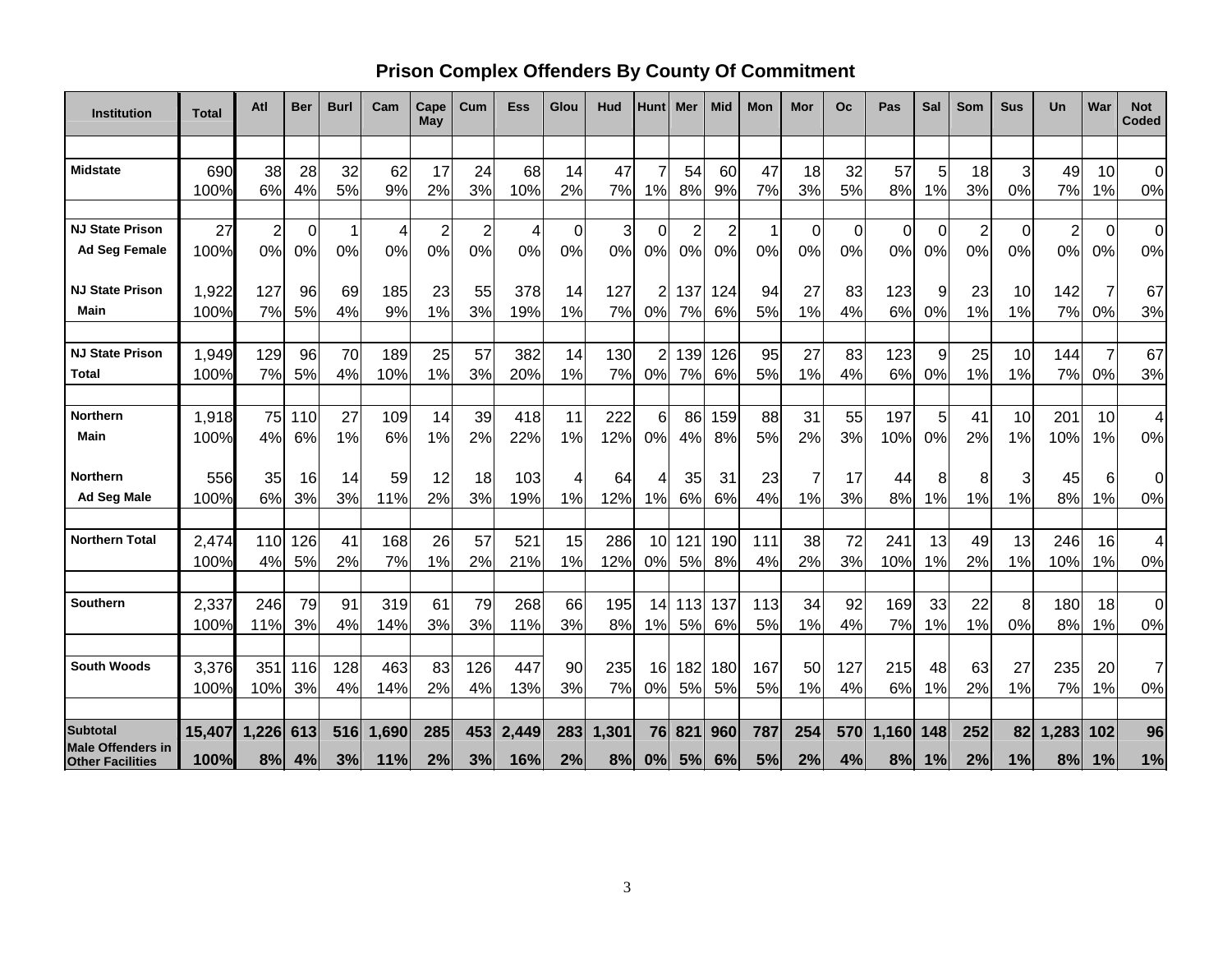# Prison Complex Offenders By County Of Commitment

| Institution | Total | Atl | Ber | Burl | Cam | Cape May | Cum | Ess | Glou | Hud | Hunt | Mer | Mid | Mon | Mor | Oc | Pas | Sal | Som | Sus | Un | War | Not Coded |
|---|---|---|---|---|---|---|---|---|---|---|---|---|---|---|---|---|---|---|---|---|---|---|---|
| Midstate | 690 | 38 | 28 | 32 | 62 | 17 | 24 | 68 | 14 | 47 | 7 | 54 | 60 | 47 | 18 | 32 | 57 | 5 | 18 | 3 | 49 | 10 | 0 |
| | 100% | 6% | 4% | 5% | 9% | 2% | 3% | 10% | 2% | 7% | 1% | 8% | 9% | 7% | 3% | 5% | 8% | 1% | 3% | 0% | 7% | 1% | 0% |
| NJ State Prison Ad Seg Female | 27 | 2 | 0 | 1 | 4 | 2 | 2 | 4 | 0 | 3 | 0 | 2 | 2 | 1 | 0 | 0 | 0 | 0 | 2 | 0 | 2 | 0 | 0 |
| | 100% | 0% | 0% | 0% | 0% | 0% | 0% | 0% | 0% | 0% | 0% | 0% | 0% | 0% | 0% | 0% | 0% | 0% | 0% | 0% | 0% | 0% | 0% |
| NJ State Prison Main | 1,922 | 127 | 96 | 69 | 185 | 23 | 55 | 378 | 14 | 127 | 2 | 137 | 124 | 94 | 27 | 83 | 123 | 9 | 23 | 10 | 142 | 7 | 67 |
| | 100% | 7% | 5% | 4% | 9% | 1% | 3% | 19% | 1% | 7% | 0% | 7% | 6% | 5% | 1% | 4% | 6% | 0% | 1% | 1% | 7% | 0% | 3% |
| NJ State Prison Total | 1,949 | 129 | 96 | 70 | 189 | 25 | 57 | 382 | 14 | 130 | 2 | 139 | 126 | 95 | 27 | 83 | 123 | 9 | 25 | 10 | 144 | 7 | 67 |
| | 100% | 7% | 5% | 4% | 10% | 1% | 3% | 20% | 1% | 7% | 0% | 7% | 6% | 5% | 1% | 4% | 6% | 0% | 1% | 1% | 7% | 0% | 3% |
| Northern Main | 1,918 | 75 | 110 | 27 | 109 | 14 | 39 | 418 | 11 | 222 | 6 | 86 | 159 | 88 | 31 | 55 | 197 | 5 | 41 | 10 | 201 | 10 | 4 |
| | 100% | 4% | 6% | 1% | 6% | 1% | 2% | 22% | 1% | 12% | 0% | 4% | 8% | 5% | 2% | 3% | 10% | 0% | 2% | 1% | 10% | 1% | 0% |
| Northern Ad Seg Male | 556 | 35 | 16 | 14 | 59 | 12 | 18 | 103 | 4 | 64 | 4 | 35 | 31 | 23 | 7 | 17 | 44 | 8 | 8 | 3 | 45 | 6 | 0 |
| | 100% | 6% | 3% | 3% | 11% | 2% | 3% | 19% | 1% | 12% | 1% | 6% | 6% | 4% | 1% | 3% | 8% | 1% | 1% | 1% | 8% | 1% | 0% |
| Northern Total | 2,474 | 110 | 126 | 41 | 168 | 26 | 57 | 521 | 15 | 286 | 10 | 121 | 190 | 111 | 38 | 72 | 241 | 13 | 49 | 13 | 246 | 16 | 4 |
| | 100% | 4% | 5% | 2% | 7% | 1% | 2% | 21% | 1% | 12% | 0% | 5% | 8% | 4% | 2% | 3% | 10% | 1% | 2% | 1% | 10% | 1% | 0% |
| Southern | 2,337 | 246 | 79 | 91 | 319 | 61 | 79 | 268 | 66 | 195 | 14 | 113 | 137 | 113 | 34 | 92 | 169 | 33 | 22 | 8 | 180 | 18 | 0 |
| | 100% | 11% | 3% | 4% | 14% | 3% | 3% | 11% | 3% | 8% | 1% | 5% | 6% | 5% | 1% | 4% | 7% | 1% | 1% | 0% | 8% | 1% | 0% |
| South Woods | 3,376 | 351 | 116 | 128 | 463 | 83 | 126 | 447 | 90 | 235 | 16 | 182 | 180 | 167 | 50 | 127 | 215 | 48 | 63 | 27 | 235 | 20 | 7 |
| | 100% | 10% | 3% | 4% | 14% | 2% | 4% | 13% | 3% | 7% | 0% | 5% | 5% | 5% | 1% | 4% | 6% | 1% | 2% | 1% | 7% | 1% | 0% |
| **Subtotal Male Offenders in Other Facilities** | **15,407** | **1,226** | **613** | **516** | **1,690** | **285** | **453** | **2,449** | **283** | **1,301** | **76** | **821** | **960** | **787** | **254** | **570** | **1,160** | **148** | **252** | **82** | **1,283** | **102** | **96** |
| | **100%** | **8%** | **4%** | **3%** | **11%** | **2%** | **3%** | **16%** | **2%** | **8%** | **0%** | **5%** | **6%** | **5%** | **2%** | **4%** | **8%** | **1%** | **2%** | **1%** | **8%** | **1%** | **1%** |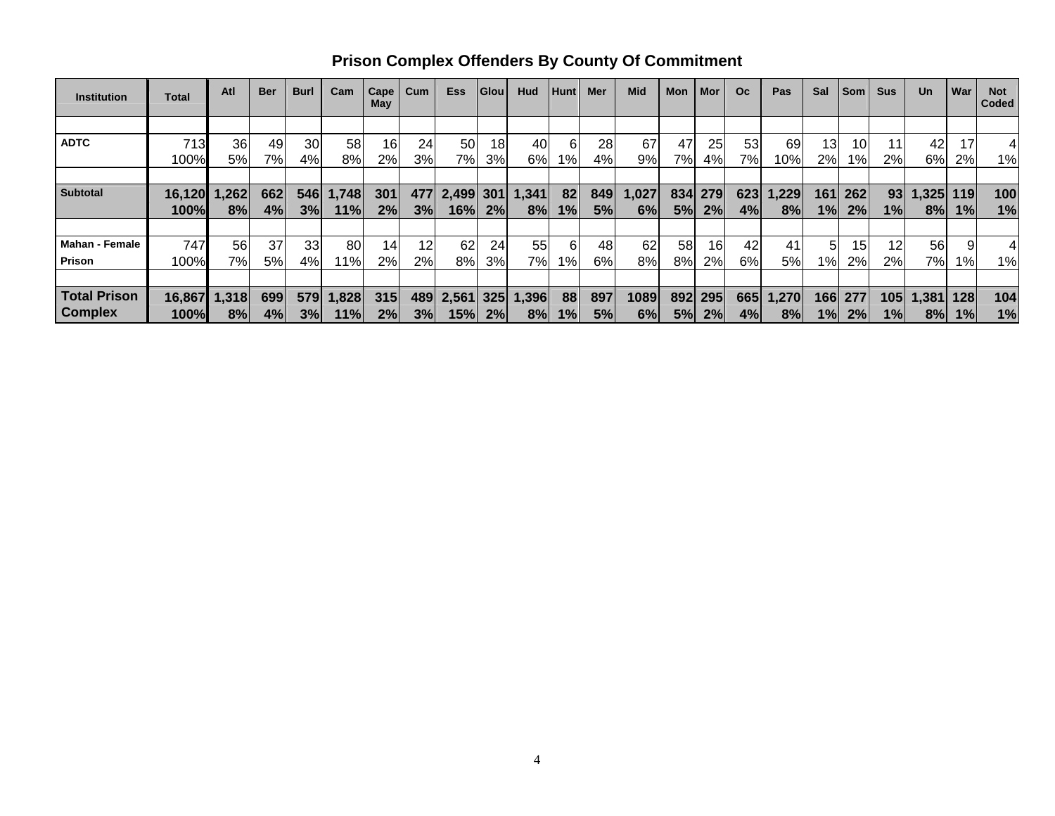## Prison Complex Offenders By County Of Commitment

| Institution | Total | Atl | Ber | Burl | Cam | Cape May | Cum | Ess | Glou | Hud | Hunt | Mer | Mid | Mon | Mor | Oc | Pas | Sal | Som | Sus | Un | War | Not Coded |
|---|---|---|---|---|---|---|---|---|---|---|---|---|---|---|---|---|---|---|---|---|---|---|---|
| ADTC | 713<br>100% | 36<br>5% | 49<br>7% | 30<br>4% | 58<br>8% | 16<br>2% | 24<br>3% | 50<br>7% | 18<br>3% | 40<br>6% | 6<br>1% | 28<br>4% | 67<br>9% | 47<br>7% | 25<br>4% | 53<br>7% | 69<br>10% | 13<br>2% | 10<br>1% | 11<br>2% | 42<br>6% | 17<br>2% | 4<br>1% |
| **Subtotal** | **16,120<br>100%** | **1,262<br>8%** | **662<br>4%** | **546<br>3%** | **1,748<br>11%** | **301<br>2%** | **477<br>3%** | **2,499<br>16%** | **301<br>2%** | **1,341<br>8%** | **82<br>1%** | **849<br>5%** | **1,027<br>6%** | **834<br>5%** | **279<br>2%** | **623<br>4%** | **1,229<br>8%** | **161<br>1%** | **262<br>2%** | **93<br>1%** | **1,325<br>8%** | **119<br>1%** | **100<br>1%** |
| Mahan - Female Prison | 747<br>100% | 56<br>7% | 37<br>5% | 33<br>4% | 80<br>11% | 14<br>2% | 12<br>2% | 62<br>8% | 24<br>3% | 55<br>7% | 6<br>1% | 48<br>6% | 62<br>8% | 58<br>8% | 16<br>2% | 42<br>6% | 41<br>5% | 5<br>1% | 15<br>2% | 12<br>2% | 56<br>7% | 9<br>1% | 4<br>1% |
| **Total Prison Complex** | **16,867<br>100%** | **1,318<br>8%** | **699<br>4%** | **579<br>3%** | **1,828<br>11%** | **315<br>2%** | **489<br>3%** | **2,561<br>15%** | **325<br>2%** | **1,396<br>8%** | **88<br>1%** | **897<br>5%** | **1089<br>6%** | **892<br>5%** | **295<br>2%** | **665<br>4%** | **1,270<br>8%** | **166<br>1%** | **277<br>2%** | **105<br>1%** | **1,381<br>8%** | **128<br>1%** | **104<br>1%** |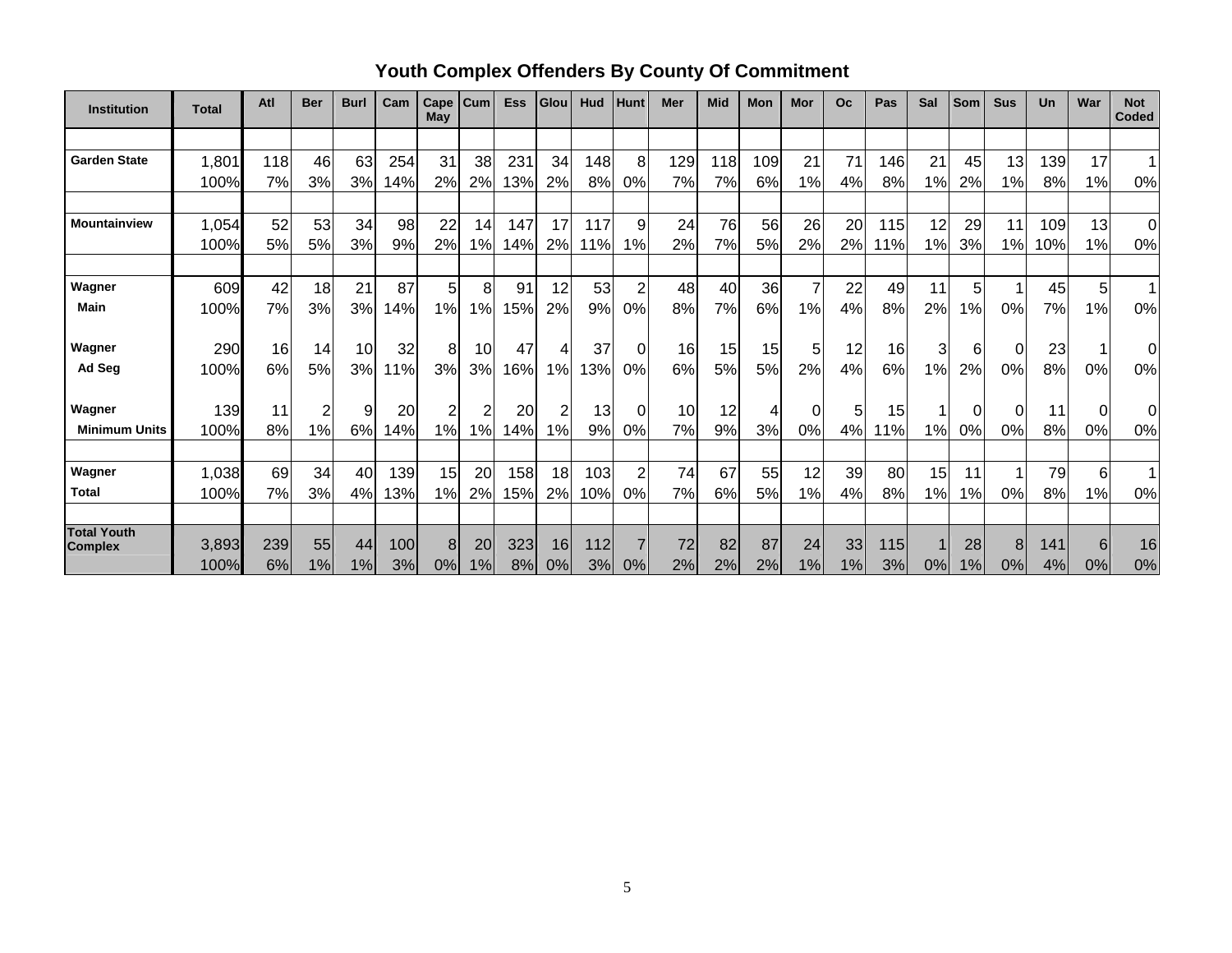# Youth Complex Offenders By County Of Commitment

| Institution | Total | Atl | Ber | Burl | Cam | Cape May | Cum | Ess | Glou | Hud | Hunt | Mer | Mid | Mon | Mor | Oc | Pas | Sal | Som | Sus | Un | War | Not Coded |
|---|---|---|---|---|---|---|---|---|---|---|---|---|---|---|---|---|---|---|---|---|---|---|---|
| Garden State | 1,801 | 118 | 46 | 63 | 254 | 31 | 38 | 231 | 34 | 148 | 8 | 129 | 118 | 109 | 21 | 71 | 146 | 21 | 45 | 13 | 139 | 17 | 1 |
| | 100% | 7% | 3% | 3% | 14% | 2% | 2% | 13% | 2% | 8% | 0% | 7% | 7% | 6% | 1% | 4% | 8% | 1% | 2% | 1% | 8% | 1% | 0% |
| Mountainview | 1,054 | 52 | 53 | 34 | 98 | 22 | 14 | 147 | 17 | 117 | 9 | 24 | 76 | 56 | 26 | 20 | 115 | 12 | 29 | 11 | 109 | 13 | 0 |
| | 100% | 5% | 5% | 3% | 9% | 2% | 1% | 14% | 2% | 11% | 1% | 2% | 7% | 5% | 2% | 2% | 11% | 1% | 3% | 1% | 10% | 1% | 0% |
| Wagner Main | 609 | 42 | 18 | 21 | 87 | 5 | 8 | 91 | 12 | 53 | 2 | 48 | 40 | 36 | 7 | 22 | 49 | 11 | 5 | 1 | 45 | 5 | 1 |
| | 100% | 7% | 3% | 3% | 14% | 1% | 1% | 15% | 2% | 9% | 0% | 8% | 7% | 6% | 1% | 4% | 8% | 2% | 1% | 0% | 7% | 1% | 0% |
| Wagner Ad Seg | 290 | 16 | 14 | 10 | 32 | 8 | 10 | 47 | 4 | 37 | 0 | 16 | 15 | 15 | 5 | 12 | 16 | 3 | 6 | 0 | 23 | 1 | 0 |
| | 100% | 6% | 5% | 3% | 11% | 3% | 3% | 16% | 1% | 13% | 0% | 6% | 5% | 5% | 2% | 4% | 6% | 1% | 2% | 0% | 8% | 0% | 0% |
| Wagner Minimum Units | 139 | 11 | 2 | 9 | 20 | 2 | 2 | 20 | 2 | 13 | 0 | 10 | 12 | 4 | 0 | 5 | 15 | 1 | 0 | 0 | 11 | 0 | 0 |
| | 100% | 8% | 1% | 6% | 14% | 1% | 1% | 14% | 1% | 9% | 0% | 7% | 9% | 3% | 0% | 4% | 11% | 1% | 0% | 0% | 8% | 0% | 0% |
| Wagner Total | 1,038 | 69 | 34 | 40 | 139 | 15 | 20 | 158 | 18 | 103 | 2 | 74 | 67 | 55 | 12 | 39 | 80 | 15 | 11 | 1 | 79 | 6 | 1 |
| | 100% | 7% | 3% | 4% | 13% | 1% | 2% | 15% | 2% | 10% | 0% | 7% | 6% | 5% | 1% | 4% | 8% | 1% | 1% | 0% | 8% | 1% | 0% |
| Total Youth Complex | 3,893 | 239 | 55 | 44 | 100 | 8 | 20 | 323 | 16 | 112 | 7 | 72 | 82 | 87 | 24 | 33 | 115 | 1 | 28 | 8 | 141 | 6 | 16 |
| | 100% | 6% | 1% | 1% | 3% | 0% | 1% | 8% | 0% | 3% | 0% | 2% | 2% | 2% | 1% | 1% | 3% | 0% | 1% | 0% | 4% | 0% | 0% |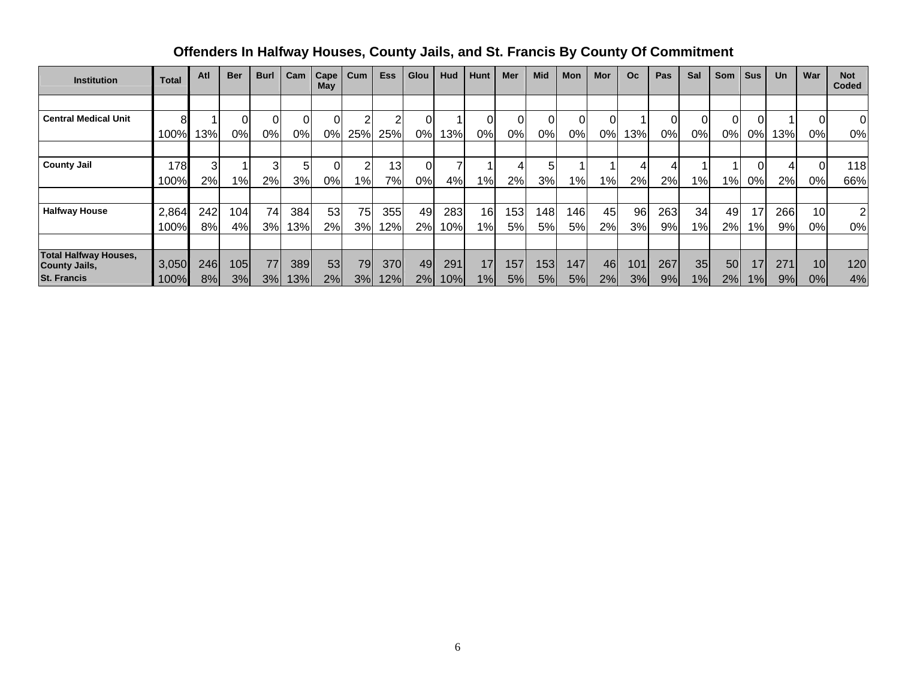## Offenders In Halfway Houses, County Jails, and St. Francis By County Of Commitment

| Institution | Total | Atl | Ber | Burl | Cam | Cape May | Cum | Ess | Glou | Hud | Hunt | Mer | Mid | Mon | Mor | Oc | Pas | Sal | Som | Sus | Un | War | Not Coded |
|---|---|---|---|---|---|---|---|---|---|---|---|---|---|---|---|---|---|---|---|---|---|---|---|
| Central Medical Unit | 8 | 1 | 0 | 0 | 0 | 0 | 2 | 2 | 0 | 1 | 0 | 0 | 0 | 0 | 0 | 1 | 0 | 0 | 0 | 0 | 1 | 0 | 0 |
| | 100% | 13% | 0% | 0% | 0% | 0% | 25% | 25% | 0% | 13% | 0% | 0% | 0% | 0% | 0% | 13% | 0% | 0% | 0% | 0% | 13% | 0% | 0% |
| County Jail | 178 | 3 | 1 | 3 | 5 | 0 | 2 | 13 | 0 | 7 | 1 | 4 | 5 | 1 | 1 | 4 | 4 | 1 | 1 | 0 | 4 | 0 | 118 |
| | 100% | 2% | 1% | 2% | 3% | 0% | 1% | 7% | 0% | 4% | 1% | 2% | 3% | 1% | 1% | 2% | 2% | 1% | 1% | 0% | 2% | 0% | 66% |
| Halfway House | 2,864 | 242 | 104 | 74 | 384 | 53 | 75 | 355 | 49 | 283 | 16 | 153 | 148 | 146 | 45 | 96 | 263 | 34 | 49 | 17 | 266 | 10 | 2 |
| | 100% | 8% | 4% | 3% | 13% | 2% | 3% | 12% | 2% | 10% | 1% | 5% | 5% | 5% | 2% | 3% | 9% | 1% | 2% | 1% | 9% | 0% | 0% |
| Total Halfway Houses, County Jails, St. Francis | 3,050 | 246 | 105 | 77 | 389 | 53 | 79 | 370 | 49 | 291 | 17 | 157 | 153 | 147 | 46 | 101 | 267 | 35 | 50 | 17 | 271 | 10 | 120 |
| | 100% | 8% | 3% | 3% | 13% | 2% | 3% | 12% | 2% | 10% | 1% | 5% | 5% | 5% | 2% | 3% | 9% | 1% | 2% | 1% | 9% | 0% | 4% |